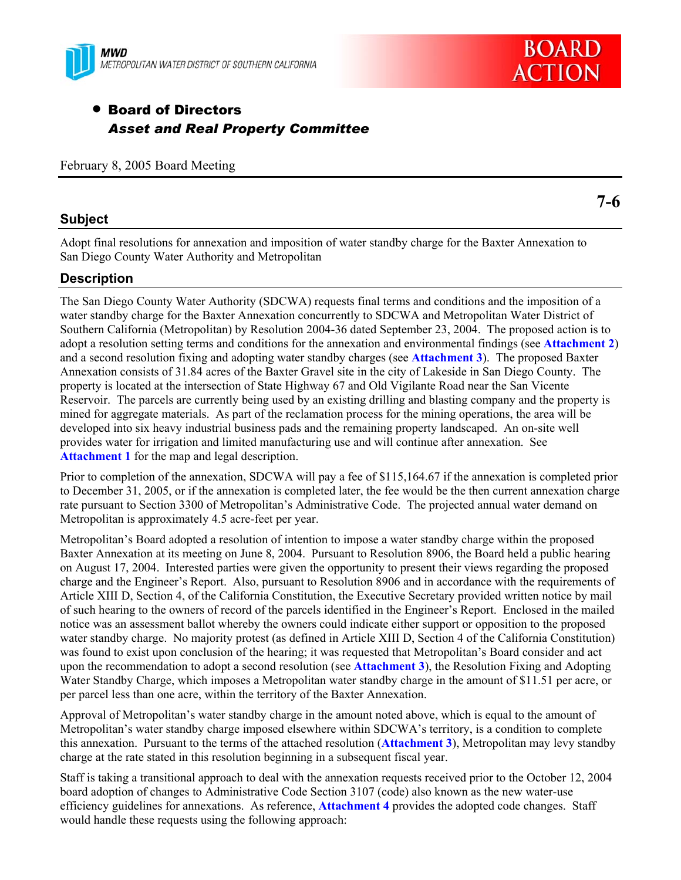MWD
METROPOLITAN WATER DISTRICT OF SOUTHERN CALIFORNIA

BOARD ACTION

- **Board of Directors**
  ***Asset and Real Property Committee***

February 8, 2005 Board Meeting

**7-6**

## Subject

Adopt final resolutions for annexation and imposition of water standby charge for the Baxter Annexation to San Diego County Water Authority and Metropolitan

## Description

The San Diego County Water Authority (SDCWA) requests final terms and conditions and the imposition of a water standby charge for the Baxter Annexation concurrently to SDCWA and Metropolitan Water District of Southern California (Metropolitan) by Resolution 2004-36 dated September 23, 2004. The proposed action is to adopt a resolution setting terms and conditions for the annexation and environmental findings (see **Attachment 2**) and a second resolution fixing and adopting water standby charges (see **Attachment 3**). The proposed Baxter Annexation consists of 31.84 acres of the Baxter Gravel site in the city of Lakeside in San Diego County. The property is located at the intersection of State Highway 67 and Old Vigilante Road near the San Vicente Reservoir. The parcels are currently being used by an existing drilling and blasting company and the property is mined for aggregate materials. As part of the reclamation process for the mining operations, the area will be developed into six heavy industrial business pads and the remaining property landscaped. An on-site well provides water for irrigation and limited manufacturing use and will continue after annexation. See **Attachment 1** for the map and legal description.

Prior to completion of the annexation, SDCWA will pay a fee of $115,164.67 if the annexation is completed prior to December 31, 2005, or if the annexation is completed later, the fee would be the then current annexation charge rate pursuant to Section 3300 of Metropolitan's Administrative Code. The projected annual water demand on Metropolitan is approximately 4.5 acre-feet per year.

Metropolitan's Board adopted a resolution of intention to impose a water standby charge within the proposed Baxter Annexation at its meeting on June 8, 2004. Pursuant to Resolution 8906, the Board held a public hearing on August 17, 2004. Interested parties were given the opportunity to present their views regarding the proposed charge and the Engineer's Report. Also, pursuant to Resolution 8906 and in accordance with the requirements of Article XIII D, Section 4, of the California Constitution, the Executive Secretary provided written notice by mail of such hearing to the owners of record of the parcels identified in the Engineer's Report. Enclosed in the mailed notice was an assessment ballot whereby the owners could indicate either support or opposition to the proposed water standby charge. No majority protest (as defined in Article XIII D, Section 4 of the California Constitution) was found to exist upon conclusion of the hearing; it was requested that Metropolitan's Board consider and act upon the recommendation to adopt a second resolution (see **Attachment 3**), the Resolution Fixing and Adopting Water Standby Charge, which imposes a Metropolitan water standby charge in the amount of $11.51 per acre, or per parcel less than one acre, within the territory of the Baxter Annexation.

Approval of Metropolitan's water standby charge in the amount noted above, which is equal to the amount of Metropolitan's water standby charge imposed elsewhere within SDCWA's territory, is a condition to complete this annexation. Pursuant to the terms of the attached resolution (**Attachment 3**), Metropolitan may levy standby charge at the rate stated in this resolution beginning in a subsequent fiscal year.

Staff is taking a transitional approach to deal with the annexation requests received prior to the October 12, 2004 board adoption of changes to Administrative Code Section 3107 (code) also known as the new water-use efficiency guidelines for annexations. As reference, **Attachment 4** provides the adopted code changes. Staff would handle these requests using the following approach: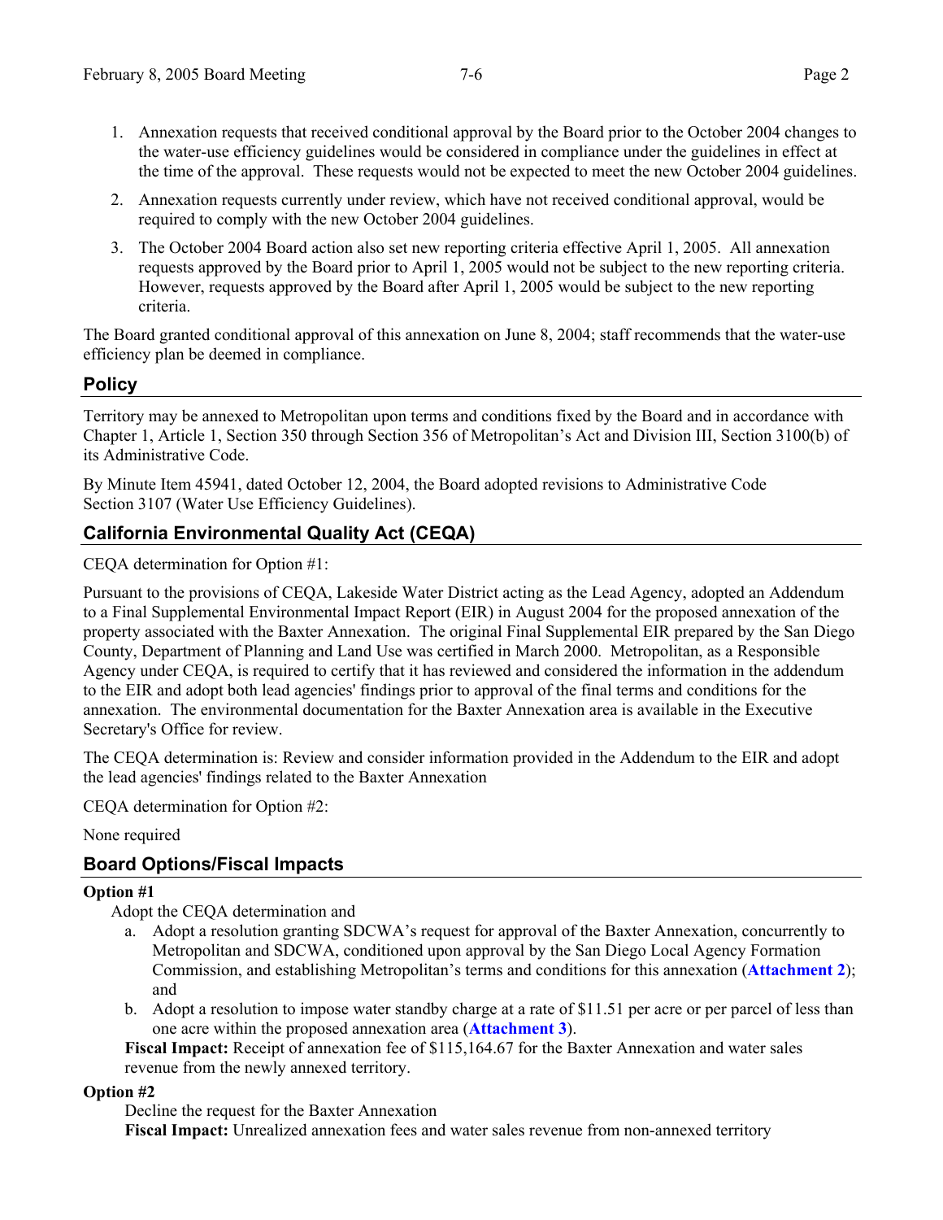1. Annexation requests that received conditional approval by the Board prior to the October 2004 changes to the water-use efficiency guidelines would be considered in compliance under the guidelines in effect at the time of the approval. These requests would not be expected to meet the new October 2004 guidelines.
2. Annexation requests currently under review, which have not received conditional approval, would be required to comply with the new October 2004 guidelines.
3. The October 2004 Board action also set new reporting criteria effective April 1, 2005. All annexation requests approved by the Board prior to April 1, 2005 would not be subject to the new reporting criteria. However, requests approved by the Board after April 1, 2005 would be subject to the new reporting criteria.

The Board granted conditional approval of this annexation on June 8, 2004; staff recommends that the water-use efficiency plan be deemed in compliance.

## Policy

Territory may be annexed to Metropolitan upon terms and conditions fixed by the Board and in accordance with Chapter 1, Article 1, Section 350 through Section 356 of Metropolitan's Act and Division III, Section 3100(b) of its Administrative Code.

By Minute Item 45941, dated October 12, 2004, the Board adopted revisions to Administrative Code Section 3107 (Water Use Efficiency Guidelines).

## California Environmental Quality Act (CEQA)

CEQA determination for Option #1:

Pursuant to the provisions of CEQA, Lakeside Water District acting as the Lead Agency, adopted an Addendum to a Final Supplemental Environmental Impact Report (EIR) in August 2004 for the proposed annexation of the property associated with the Baxter Annexation. The original Final Supplemental EIR prepared by the San Diego County, Department of Planning and Land Use was certified in March 2000. Metropolitan, as a Responsible Agency under CEQA, is required to certify that it has reviewed and considered the information in the addendum to the EIR and adopt both lead agencies' findings prior to approval of the final terms and conditions for the annexation. The environmental documentation for the Baxter Annexation area is available in the Executive Secretary's Office for review.

The CEQA determination is: Review and consider information provided in the Addendum to the EIR and adopt the lead agencies' findings related to the Baxter Annexation

CEQA determination for Option #2:

None required

## Board Options/Fiscal Impacts

**Option #1**

Adopt the CEQA determination and

a. Adopt a resolution granting SDCWA's request for approval of the Baxter Annexation, concurrently to Metropolitan and SDCWA, conditioned upon approval by the San Diego Local Agency Formation Commission, and establishing Metropolitan's terms and conditions for this annexation (**Attachment 2**); and
b. Adopt a resolution to impose water standby charge at a rate of $11.51 per acre or per parcel of less than one acre within the proposed annexation area (**Attachment 3**).

**Fiscal Impact:** Receipt of annexation fee of $115,164.67 for the Baxter Annexation and water sales revenue from the newly annexed territory.

**Option #2**

Decline the request for the Baxter Annexation

**Fiscal Impact:** Unrealized annexation fees and water sales revenue from non-annexed territory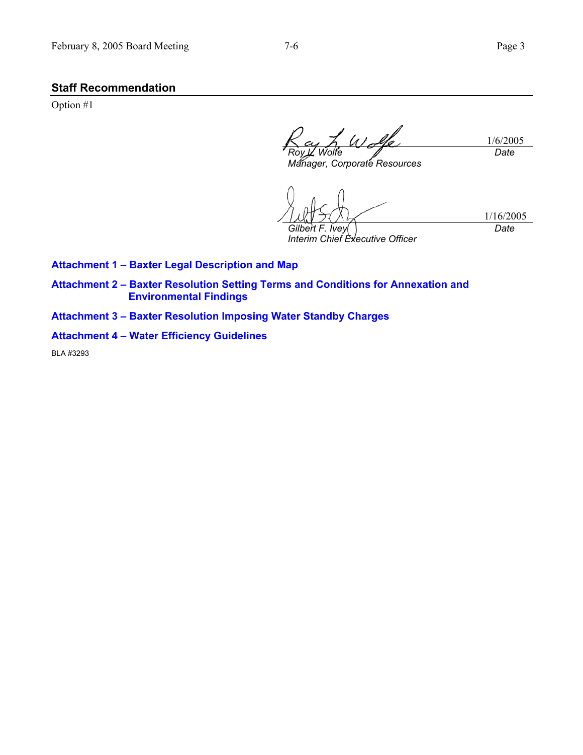## Staff Recommendation

Option #1

| | |
|---|---|
| *Roy L. Wolfe*<br>*Manager, Corporate Resources* | 1/6/2005<br>*Date* |
| *Gilbert F. Ivey*<br>*Interim Chief Executive Officer* | 1/16/2005<br>*Date* |

**Attachment 1 – Baxter Legal Description and Map**

**Attachment 2 – Baxter Resolution Setting Terms and Conditions for Annexation and Environmental Findings**

**Attachment 3 – Baxter Resolution Imposing Water Standby Charges**

**Attachment 4 – Water Efficiency Guidelines**

BLA #3293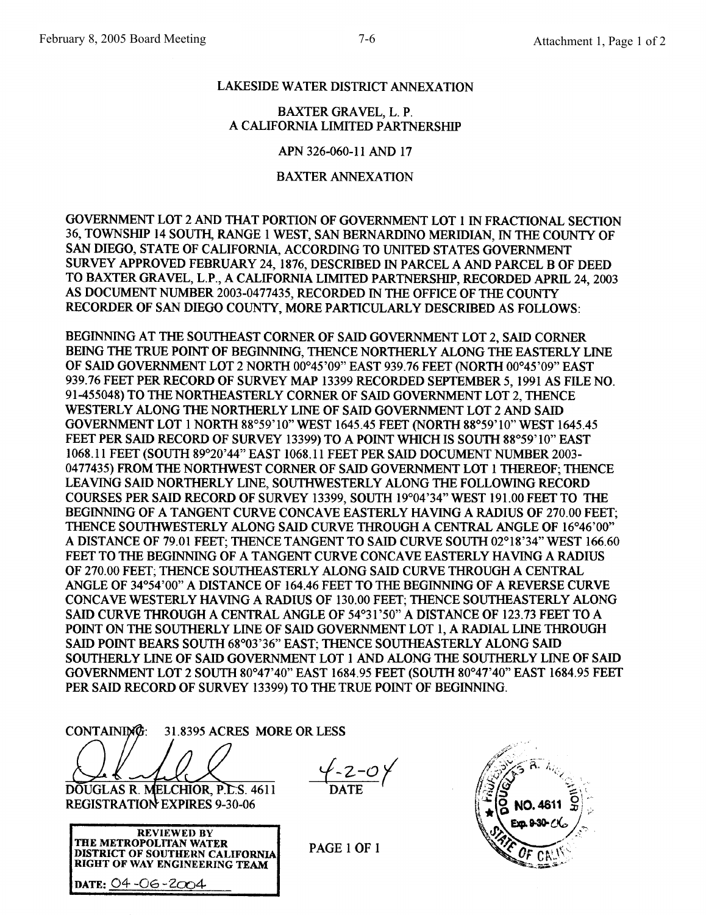LAKESIDE WATER DISTRICT ANNEXATION

BAXTER GRAVEL, L. P.
A CALIFORNIA LIMITED PARTNERSHIP

APN 326-060-11 AND 17

BAXTER ANNEXATION

GOVERNMENT LOT 2 AND THAT PORTION OF GOVERNMENT LOT 1 IN FRACTIONAL SECTION 36, TOWNSHIP 14 SOUTH, RANGE 1 WEST, SAN BERNARDINO MERIDIAN, IN THE COUNTY OF SAN DIEGO, STATE OF CALIFORNIA, ACCORDING TO UNITED STATES GOVERNMENT SURVEY APPROVED FEBRUARY 24, 1876, DESCRIBED IN PARCEL A AND PARCEL B OF DEED TO BAXTER GRAVEL, L.P., A CALIFORNIA LIMITED PARTNERSHIP, RECORDED APRIL 24, 2003 AS DOCUMENT NUMBER 2003-0477435, RECORDED IN THE OFFICE OF THE COUNTY RECORDER OF SAN DIEGO COUNTY, MORE PARTICULARLY DESCRIBED AS FOLLOWS:

BEGINNING AT THE SOUTHEAST CORNER OF SAID GOVERNMENT LOT 2, SAID CORNER BEING THE TRUE POINT OF BEGINNING, THENCE NORTHERLY ALONG THE EASTERLY LINE OF SAID GOVERNMENT LOT 2 NORTH 00°45'09" EAST 939.76 FEET (NORTH 00°45'09" EAST 939.76 FEET PER RECORD OF SURVEY MAP 13399 RECORDED SEPTEMBER 5, 1991 AS FILE NO. 91-455048) TO THE NORTHEASTERLY CORNER OF SAID GOVERNMENT LOT 2, THENCE WESTERLY ALONG THE NORTHERLY LINE OF SAID GOVERNMENT LOT 2 AND SAID GOVERNMENT LOT 1 NORTH 88°59'10" WEST 1645.45 FEET (NORTH 88°59'10" WEST 1645.45 FEET PER SAID RECORD OF SURVEY 13399) TO A POINT WHICH IS SOUTH 88°59'10" EAST 1068.11 FEET (SOUTH 89°20'44" EAST 1068.11 FEET PER SAID DOCUMENT NUMBER 2003-0477435) FROM THE NORTHWEST CORNER OF SAID GOVERNMENT LOT 1 THEREOF; THENCE LEAVING SAID NORTHERLY LINE, SOUTHWESTERLY ALONG THE FOLLOWING RECORD COURSES PER SAID RECORD OF SURVEY 13399, SOUTH 19°04'34" WEST 191.00 FEET TO THE BEGINNING OF A TANGENT CURVE CONCAVE EASTERLY HAVING A RADIUS OF 270.00 FEET; THENCE SOUTHWESTERLY ALONG SAID CURVE THROUGH A CENTRAL ANGLE OF 16°46'00" A DISTANCE OF 79.01 FEET; THENCE TANGENT TO SAID CURVE SOUTH 02°18'34" WEST 166.60 FEET TO THE BEGINNING OF A TANGENT CURVE CONCAVE EASTERLY HAVING A RADIUS OF 270.00 FEET; THENCE SOUTHEASTERLY ALONG SAID CURVE THROUGH A CENTRAL ANGLE OF 34°54'00" A DISTANCE OF 164.46 FEET TO THE BEGINNING OF A REVERSE CURVE CONCAVE WESTERLY HAVING A RADIUS OF 130.00 FEET; THENCE SOUTHEASTERLY ALONG SAID CURVE THROUGH A CENTRAL ANGLE OF 54°31'50" A DISTANCE OF 123.73 FEET TO A POINT ON THE SOUTHERLY LINE OF SAID GOVERNMENT LOT 1, A RADIAL LINE THROUGH SAID POINT BEARS SOUTH 68°03'36" EAST; THENCE SOUTHEASTERLY ALONG SAID SOUTHERLY LINE OF SAID GOVERNMENT LOT 1 AND ALONG THE SOUTHERLY LINE OF SAID GOVERNMENT LOT 2 SOUTH 80°47'40" EAST 1684.95 FEET (SOUTH 80°47'40" EAST 1684.95 FEET PER SAID RECORD OF SURVEY 13399) TO THE TRUE POINT OF BEGINNING.

CONTAINING: 31.8395 ACRES MORE OR LESS

DOUGLAS R. MELCHIOR, P.L.S. 4611
REGISTRATION EXPIRES 9-30-06

4-2-04
DATE

PROFESSIONAL LAND SURVEYOR DOUGLAS R. MELCHIOR NO. 4611 Exp. 9-30-06 STATE OF CALIFORNIA

REVIEWED BY
THE METROPOLITAN WATER DISTRICT OF SOUTHERN CALIFORNIA RIGHT OF WAY ENGINEERING TEAM

DATE: 04-06-2004

PAGE 1 OF 1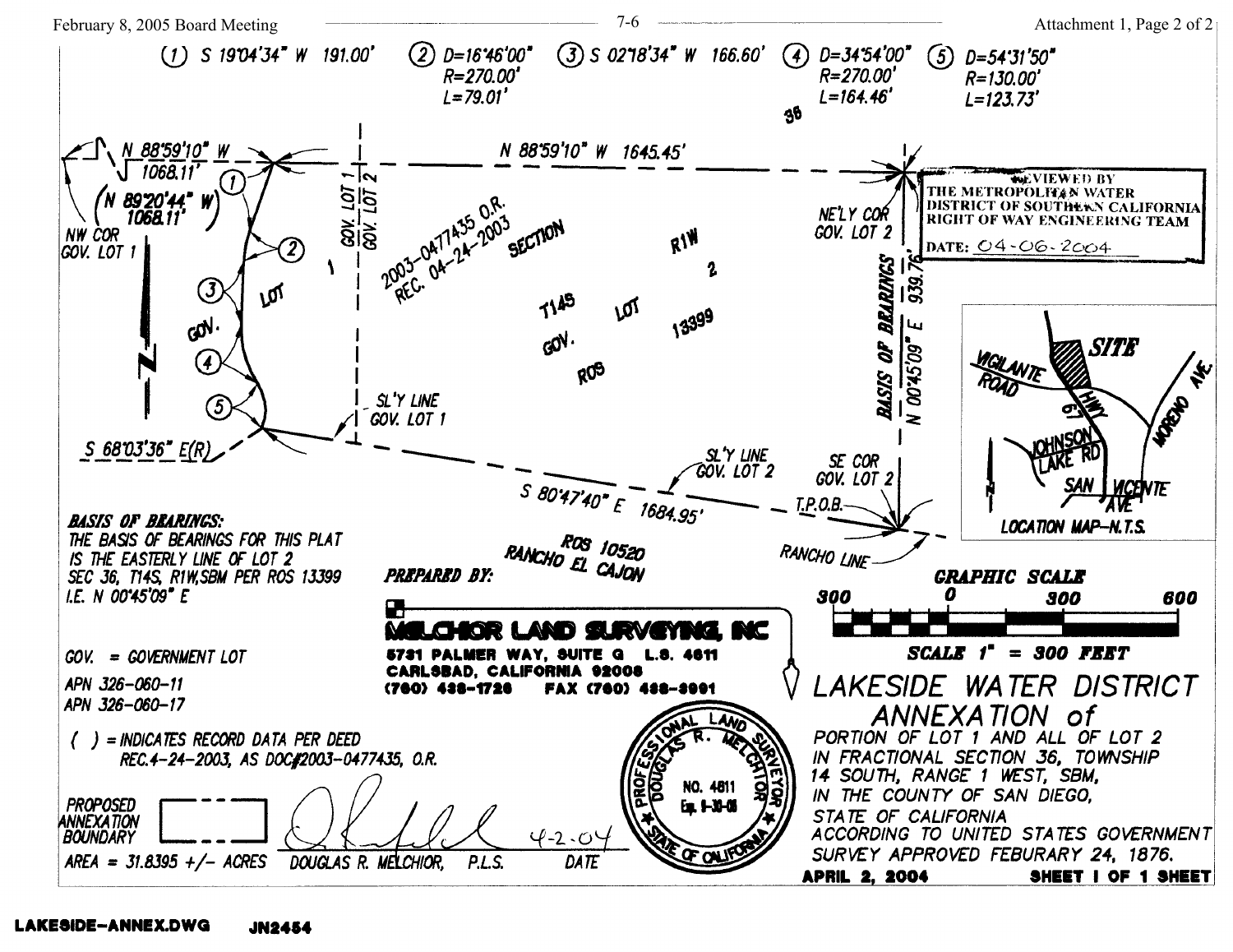| | | | | |
|---|---|---|---|---|
| (1) S 19°04'34" W 191.00' | (2) D=16°46'00" R=270.00' L=79.01' | (3) S 02°18'34" W 166.60' | (4) D=34°54'00" R=270.00' L=164.46' | (5) D=54°31'50" R=130.00' L=123.73' |

N 88°59'10" W 1068.11'

(N 89°20'44" W) 1068.11'

NW COR GOV. LOT 1

N 88°59'10" W 1645.45'

GOV. LOT 1

GOV. LOT 2

2003-0477435 O.R. REC. 04-24-2003

SECTION 36 T14S R1W

GOV. LOT 2

ROS 13399

NE'LY COR GOV. LOT 2

BASIS OF BEARINGS N 00°45'09" E 939.76'

REVIEWED BY THE METROPOLITAN WATER DISTRICT OF SOUTHERN CALIFORNIA RIGHT OF WAY ENGINEERING TEAM

DATE: 04-06-2004

LOCATION MAP–N.T.S.

SITE, VIGILANTE ROAD, HWY 67, JOHNSON LAKE RD, MORENO AVE, SAN VICENTE AVE

S 68°03'36" E(R)

SL'Y LINE GOV. LOT 1

SL'Y LINE GOV. LOT 2

SE COR GOV. LOT 2

T.P.O.B.

S 80°47'40" E 1684.95'

ROS 10520 RANCHO EL CAJON

RANCHO LINE

**BASIS OF BEARINGS:**
THE BASIS OF BEARINGS FOR THIS PLAT IS THE EASTERLY LINE OF LOT 2 SEC 36, T14S, R1W,SBM PER ROS 13399 I.E. N 00°45'09" E

**PREPARED BY:**

**MELCHIOR LAND SURVEYING, INC**
5731 PALMER WAY, SUITE G L.S. 4811
CARLSBAD, CALIFORNIA 92008
(760) 438-1726 FAX (760) 438-3991

**GRAPHIC SCALE**
300 0 300 600
**SCALE 1" = 300 FEET**

GOV. = GOVERNMENT LOT

APN 326-060-11
APN 326-060-17

( ) = INDICATES RECORD DATA PER DEED REC.4-24-2003, AS DOC#2003-0477435, O.R.

PROPOSED ANNEXATION BOUNDARY

AREA = 31.8395 +/- ACRES

DOUGLAS R. MELCHIOR, P.L.S. 4-2-04 DATE

PROFESSIONAL LAND SURVEYOR DOUGLAS R. MELCHIOR NO. 4811 Exp. 9-30-06 STATE OF CALIFORNIA

## LAKESIDE WATER DISTRICT ANNEXATION of

PORTION OF LOT 1 AND ALL OF LOT 2 IN FRACTIONAL SECTION 36, TOWNSHIP 14 SOUTH, RANGE 1 WEST, SBM, IN THE COUNTY OF SAN DIEGO, STATE OF CALIFORNIA ACCORDING TO UNITED STATES GOVERNMENT SURVEY APPROVED FEBURARY 24, 1876.

APRIL 2, 2004 SHEET 1 OF 1 SHEET

LAKESIDE-ANNEX.DWG JN2454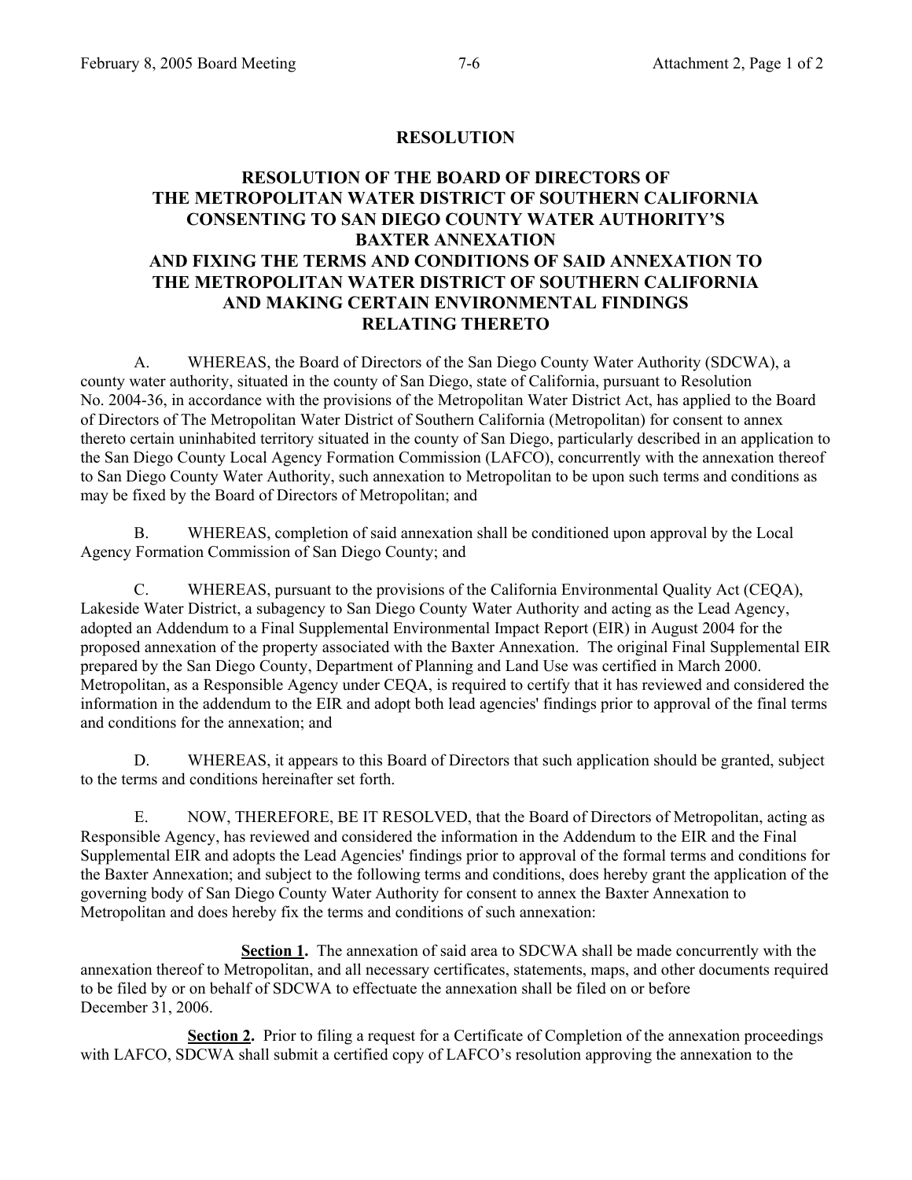# RESOLUTION

## RESOLUTION OF THE BOARD OF DIRECTORS OF THE METROPOLITAN WATER DISTRICT OF SOUTHERN CALIFORNIA CONSENTING TO SAN DIEGO COUNTY WATER AUTHORITY'S BAXTER ANNEXATION AND FIXING THE TERMS AND CONDITIONS OF SAID ANNEXATION TO THE METROPOLITAN WATER DISTRICT OF SOUTHERN CALIFORNIA AND MAKING CERTAIN ENVIRONMENTAL FINDINGS RELATING THERETO

A. WHEREAS, the Board of Directors of the San Diego County Water Authority (SDCWA), a county water authority, situated in the county of San Diego, state of California, pursuant to Resolution No. 2004-36, in accordance with the provisions of the Metropolitan Water District Act, has applied to the Board of Directors of The Metropolitan Water District of Southern California (Metropolitan) for consent to annex thereto certain uninhabited territory situated in the county of San Diego, particularly described in an application to the San Diego County Local Agency Formation Commission (LAFCO), concurrently with the annexation thereof to San Diego County Water Authority, such annexation to Metropolitan to be upon such terms and conditions as may be fixed by the Board of Directors of Metropolitan; and

B. WHEREAS, completion of said annexation shall be conditioned upon approval by the Local Agency Formation Commission of San Diego County; and

C. WHEREAS, pursuant to the provisions of the California Environmental Quality Act (CEQA), Lakeside Water District, a subagency to San Diego County Water Authority and acting as the Lead Agency, adopted an Addendum to a Final Supplemental Environmental Impact Report (EIR) in August 2004 for the proposed annexation of the property associated with the Baxter Annexation. The original Final Supplemental EIR prepared by the San Diego County, Department of Planning and Land Use was certified in March 2000. Metropolitan, as a Responsible Agency under CEQA, is required to certify that it has reviewed and considered the information in the addendum to the EIR and adopt both lead agencies' findings prior to approval of the final terms and conditions for the annexation; and

D. WHEREAS, it appears to this Board of Directors that such application should be granted, subject to the terms and conditions hereinafter set forth.

E. NOW, THEREFORE, BE IT RESOLVED, that the Board of Directors of Metropolitan, acting as Responsible Agency, has reviewed and considered the information in the Addendum to the EIR and the Final Supplemental EIR and adopts the Lead Agencies' findings prior to approval of the formal terms and conditions for the Baxter Annexation; and subject to the following terms and conditions, does hereby grant the application of the governing body of San Diego County Water Authority for consent to annex the Baxter Annexation to Metropolitan and does hereby fix the terms and conditions of such annexation:

**Section 1.** The annexation of said area to SDCWA shall be made concurrently with the annexation thereof to Metropolitan, and all necessary certificates, statements, maps, and other documents required to be filed by or on behalf of SDCWA to effectuate the annexation shall be filed on or before December 31, 2006.

**Section 2.** Prior to filing a request for a Certificate of Completion of the annexation proceedings with LAFCO, SDCWA shall submit a certified copy of LAFCO's resolution approving the annexation to the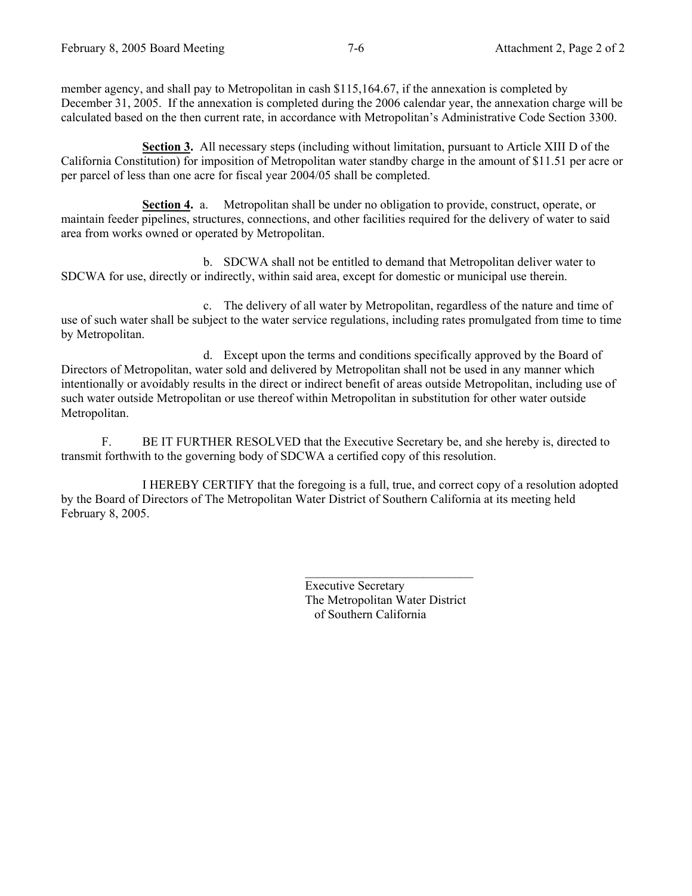member agency, and shall pay to Metropolitan in cash $115,164.67, if the annexation is completed by December 31, 2005. If the annexation is completed during the 2006 calendar year, the annexation charge will be calculated based on the then current rate, in accordance with Metropolitan's Administrative Code Section 3300.

**Section 3.** All necessary steps (including without limitation, pursuant to Article XIII D of the California Constitution) for imposition of Metropolitan water standby charge in the amount of $11.51 per acre or per parcel of less than one acre for fiscal year 2004/05 shall be completed.

**Section 4.** a. Metropolitan shall be under no obligation to provide, construct, operate, or maintain feeder pipelines, structures, connections, and other facilities required for the delivery of water to said area from works owned or operated by Metropolitan.

b. SDCWA shall not be entitled to demand that Metropolitan deliver water to SDCWA for use, directly or indirectly, within said area, except for domestic or municipal use therein.

c. The delivery of all water by Metropolitan, regardless of the nature and time of use of such water shall be subject to the water service regulations, including rates promulgated from time to time by Metropolitan.

d. Except upon the terms and conditions specifically approved by the Board of Directors of Metropolitan, water sold and delivered by Metropolitan shall not be used in any manner which intentionally or avoidably results in the direct or indirect benefit of areas outside Metropolitan, including use of such water outside Metropolitan or use thereof within Metropolitan in substitution for other water outside Metropolitan.

F. BE IT FURTHER RESOLVED that the Executive Secretary be, and she hereby is, directed to transmit forthwith to the governing body of SDCWA a certified copy of this resolution.

I HEREBY CERTIFY that the foregoing is a full, true, and correct copy of a resolution adopted by the Board of Directors of The Metropolitan Water District of Southern California at its meeting held February 8, 2005.

\_\_\_\_\_\_\_\_\_\_\_\_\_\_\_\_\_\_\_\_\_\_\_\_\_\_\_\_

Executive Secretary
The Metropolitan Water District
of Southern California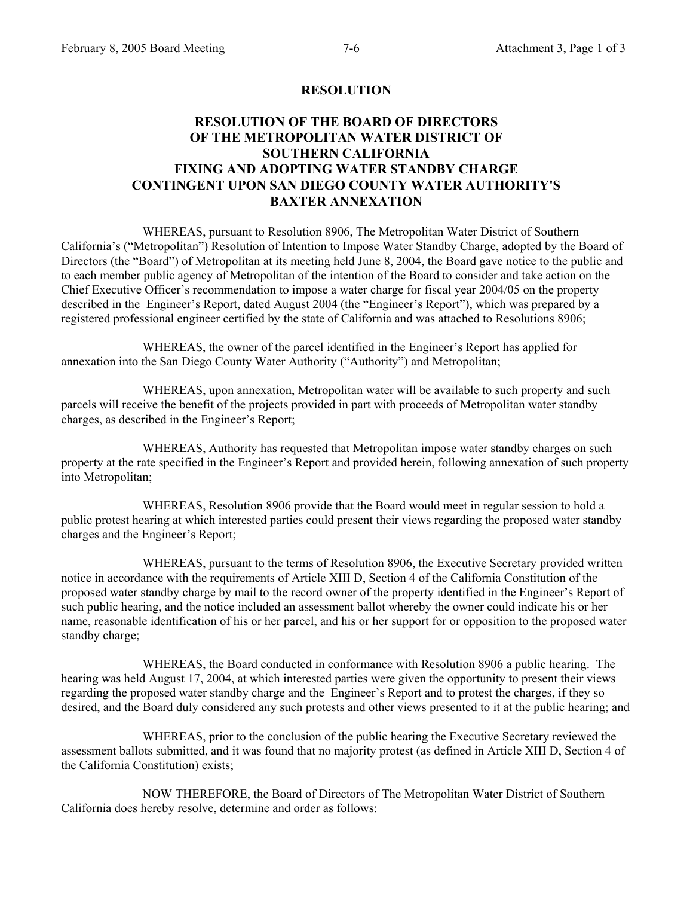# RESOLUTION

## RESOLUTION OF THE BOARD OF DIRECTORS OF THE METROPOLITAN WATER DISTRICT OF SOUTHERN CALIFORNIA FIXING AND ADOPTING WATER STANDBY CHARGE CONTINGENT UPON SAN DIEGO COUNTY WATER AUTHORITY'S BAXTER ANNEXATION

WHEREAS, pursuant to Resolution 8906, The Metropolitan Water District of Southern California's ("Metropolitan") Resolution of Intention to Impose Water Standby Charge, adopted by the Board of Directors (the "Board") of Metropolitan at its meeting held June 8, 2004, the Board gave notice to the public and to each member public agency of Metropolitan of the intention of the Board to consider and take action on the Chief Executive Officer's recommendation to impose a water charge for fiscal year 2004/05 on the property described in the Engineer's Report, dated August 2004 (the "Engineer's Report"), which was prepared by a registered professional engineer certified by the state of California and was attached to Resolutions 8906;

WHEREAS, the owner of the parcel identified in the Engineer's Report has applied for annexation into the San Diego County Water Authority ("Authority") and Metropolitan;

WHEREAS, upon annexation, Metropolitan water will be available to such property and such parcels will receive the benefit of the projects provided in part with proceeds of Metropolitan water standby charges, as described in the Engineer's Report;

WHEREAS, Authority has requested that Metropolitan impose water standby charges on such property at the rate specified in the Engineer's Report and provided herein, following annexation of such property into Metropolitan;

WHEREAS, Resolution 8906 provide that the Board would meet in regular session to hold a public protest hearing at which interested parties could present their views regarding the proposed water standby charges and the Engineer's Report;

WHEREAS, pursuant to the terms of Resolution 8906, the Executive Secretary provided written notice in accordance with the requirements of Article XIII D, Section 4 of the California Constitution of the proposed water standby charge by mail to the record owner of the property identified in the Engineer's Report of such public hearing, and the notice included an assessment ballot whereby the owner could indicate his or her name, reasonable identification of his or her parcel, and his or her support for or opposition to the proposed water standby charge;

WHEREAS, the Board conducted in conformance with Resolution 8906 a public hearing. The hearing was held August 17, 2004, at which interested parties were given the opportunity to present their views regarding the proposed water standby charge and the Engineer's Report and to protest the charges, if they so desired, and the Board duly considered any such protests and other views presented to it at the public hearing; and

WHEREAS, prior to the conclusion of the public hearing the Executive Secretary reviewed the assessment ballots submitted, and it was found that no majority protest (as defined in Article XIII D, Section 4 of the California Constitution) exists;

NOW THEREFORE, the Board of Directors of The Metropolitan Water District of Southern California does hereby resolve, determine and order as follows: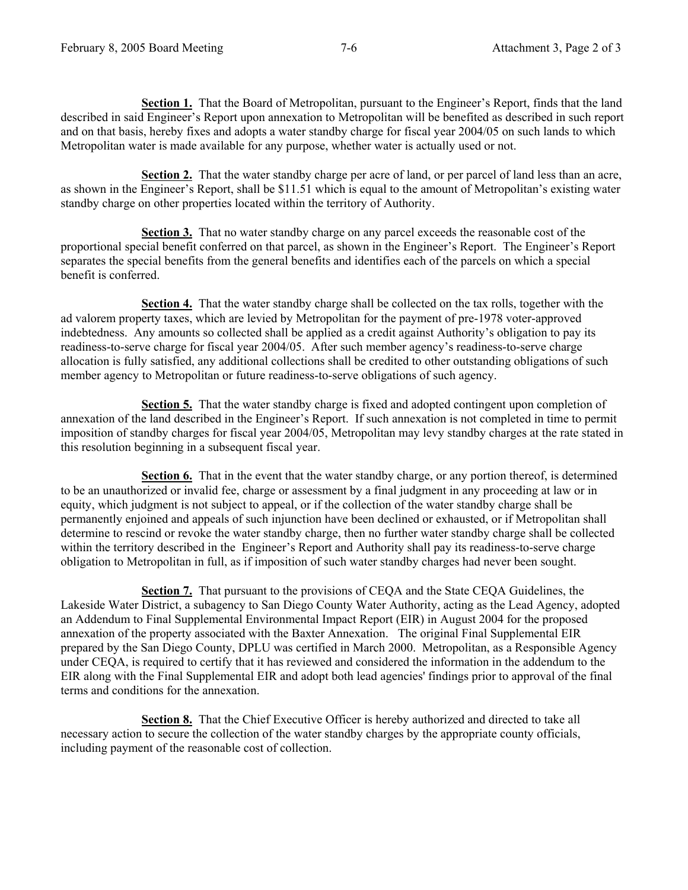**Section 1.** That the Board of Metropolitan, pursuant to the Engineer's Report, finds that the land described in said Engineer's Report upon annexation to Metropolitan will be benefited as described in such report and on that basis, hereby fixes and adopts a water standby charge for fiscal year 2004/05 on such lands to which Metropolitan water is made available for any purpose, whether water is actually used or not.

**Section 2.** That the water standby charge per acre of land, or per parcel of land less than an acre, as shown in the Engineer's Report, shall be $11.51 which is equal to the amount of Metropolitan's existing water standby charge on other properties located within the territory of Authority.

**Section 3.** That no water standby charge on any parcel exceeds the reasonable cost of the proportional special benefit conferred on that parcel, as shown in the Engineer's Report. The Engineer's Report separates the special benefits from the general benefits and identifies each of the parcels on which a special benefit is conferred.

**Section 4.** That the water standby charge shall be collected on the tax rolls, together with the ad valorem property taxes, which are levied by Metropolitan for the payment of pre-1978 voter-approved indebtedness. Any amounts so collected shall be applied as a credit against Authority's obligation to pay its readiness-to-serve charge for fiscal year 2004/05. After such member agency's readiness-to-serve charge allocation is fully satisfied, any additional collections shall be credited to other outstanding obligations of such member agency to Metropolitan or future readiness-to-serve obligations of such agency.

**Section 5.** That the water standby charge is fixed and adopted contingent upon completion of annexation of the land described in the Engineer's Report. If such annexation is not completed in time to permit imposition of standby charges for fiscal year 2004/05, Metropolitan may levy standby charges at the rate stated in this resolution beginning in a subsequent fiscal year.

**Section 6.** That in the event that the water standby charge, or any portion thereof, is determined to be an unauthorized or invalid fee, charge or assessment by a final judgment in any proceeding at law or in equity, which judgment is not subject to appeal, or if the collection of the water standby charge shall be permanently enjoined and appeals of such injunction have been declined or exhausted, or if Metropolitan shall determine to rescind or revoke the water standby charge, then no further water standby charge shall be collected within the territory described in the Engineer's Report and Authority shall pay its readiness-to-serve charge obligation to Metropolitan in full, as if imposition of such water standby charges had never been sought.

**Section 7.** That pursuant to the provisions of CEQA and the State CEQA Guidelines, the Lakeside Water District, a subagency to San Diego County Water Authority, acting as the Lead Agency, adopted an Addendum to Final Supplemental Environmental Impact Report (EIR) in August 2004 for the proposed annexation of the property associated with the Baxter Annexation. The original Final Supplemental EIR prepared by the San Diego County, DPLU was certified in March 2000. Metropolitan, as a Responsible Agency under CEQA, is required to certify that it has reviewed and considered the information in the addendum to the EIR along with the Final Supplemental EIR and adopt both lead agencies' findings prior to approval of the final terms and conditions for the annexation.

**Section 8.** That the Chief Executive Officer is hereby authorized and directed to take all necessary action to secure the collection of the water standby charges by the appropriate county officials, including payment of the reasonable cost of collection.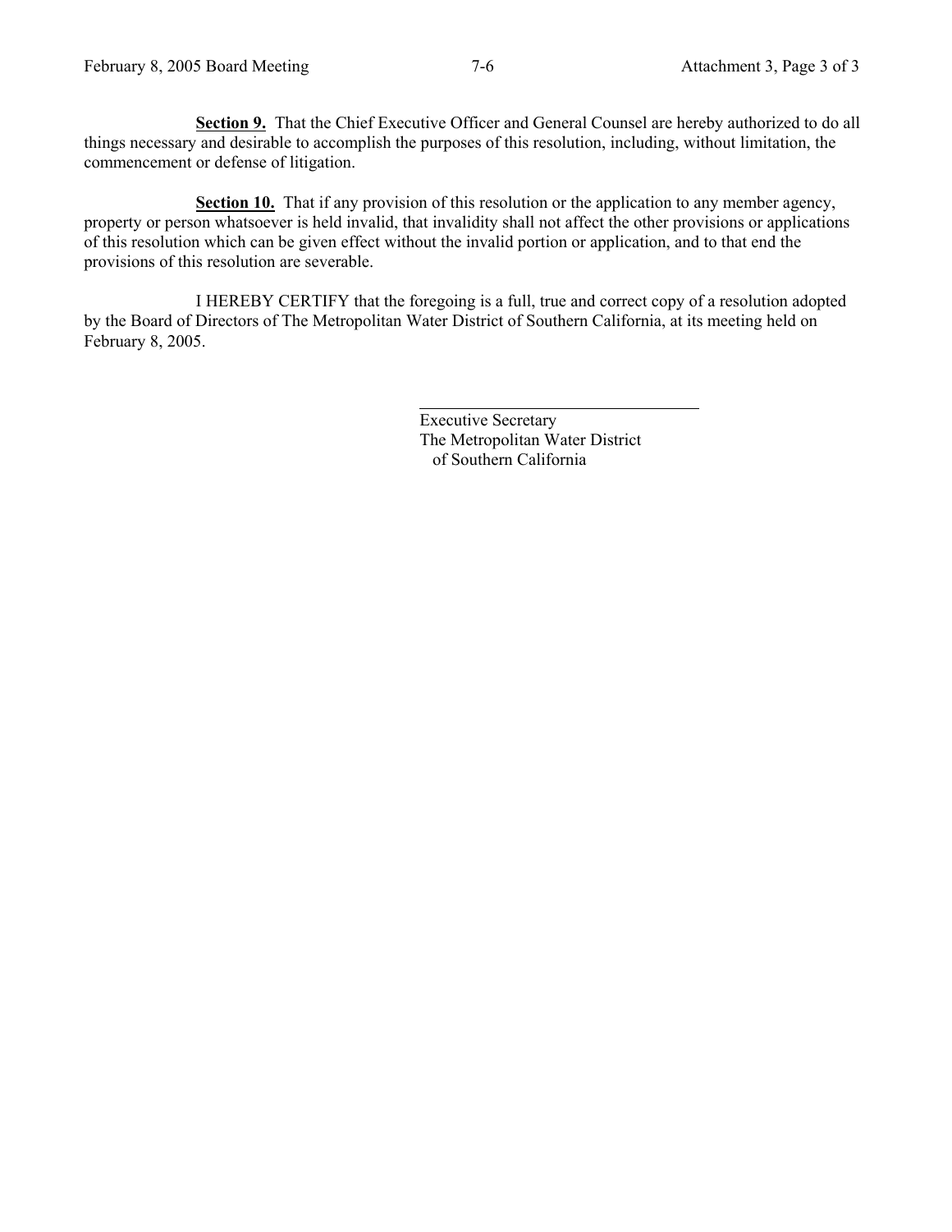**Section 9.** That the Chief Executive Officer and General Counsel are hereby authorized to do all things necessary and desirable to accomplish the purposes of this resolution, including, without limitation, the commencement or defense of litigation.

**Section 10.** That if any provision of this resolution or the application to any member agency, property or person whatsoever is held invalid, that invalidity shall not affect the other provisions or applications of this resolution which can be given effect without the invalid portion or application, and to that end the provisions of this resolution are severable.

I HEREBY CERTIFY that the foregoing is a full, true and correct copy of a resolution adopted by the Board of Directors of The Metropolitan Water District of Southern California, at its meeting held on February 8, 2005.

\_\_\_\_\_\_\_\_\_\_\_\_\_\_\_\_\_\_\_\_\_\_\_\_\_\_\_\_\_\_\_\_\_\_

Executive Secretary
The Metropolitan Water District
of Southern California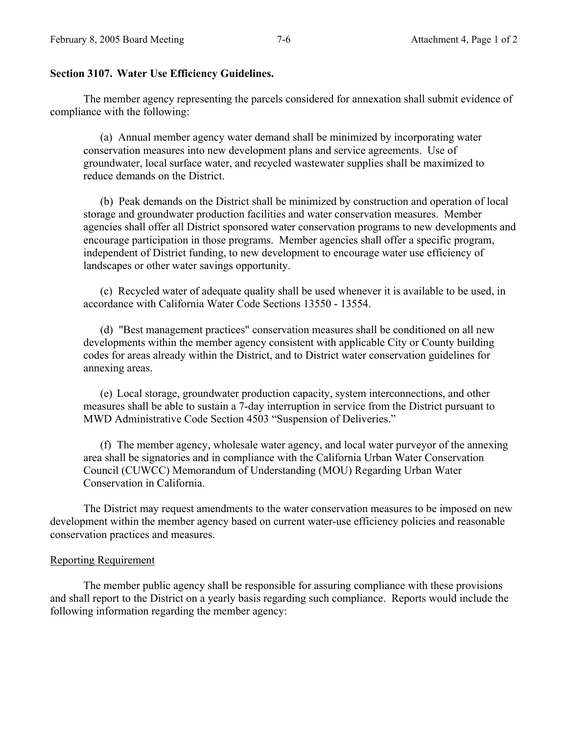**Section 3107. Water Use Efficiency Guidelines.**

The member agency representing the parcels considered for annexation shall submit evidence of compliance with the following:

(a) Annual member agency water demand shall be minimized by incorporating water conservation measures into new development plans and service agreements. Use of groundwater, local surface water, and recycled wastewater supplies shall be maximized to reduce demands on the District.

(b) Peak demands on the District shall be minimized by construction and operation of local storage and groundwater production facilities and water conservation measures. Member agencies shall offer all District sponsored water conservation programs to new developments and encourage participation in those programs. Member agencies shall offer a specific program, independent of District funding, to new development to encourage water use efficiency of landscapes or other water savings opportunity.

(c) Recycled water of adequate quality shall be used whenever it is available to be used, in accordance with California Water Code Sections 13550 - 13554.

(d) "Best management practices" conservation measures shall be conditioned on all new developments within the member agency consistent with applicable City or County building codes for areas already within the District, and to District water conservation guidelines for annexing areas.

(e) Local storage, groundwater production capacity, system interconnections, and other measures shall be able to sustain a 7-day interruption in service from the District pursuant to MWD Administrative Code Section 4503 "Suspension of Deliveries."

(f) The member agency, wholesale water agency, and local water purveyor of the annexing area shall be signatories and in compliance with the California Urban Water Conservation Council (CUWCC) Memorandum of Understanding (MOU) Regarding Urban Water Conservation in California.

The District may request amendments to the water conservation measures to be imposed on new development within the member agency based on current water-use efficiency policies and reasonable conservation practices and measures.

Reporting Requirement

The member public agency shall be responsible for assuring compliance with these provisions and shall report to the District on a yearly basis regarding such compliance. Reports would include the following information regarding the member agency: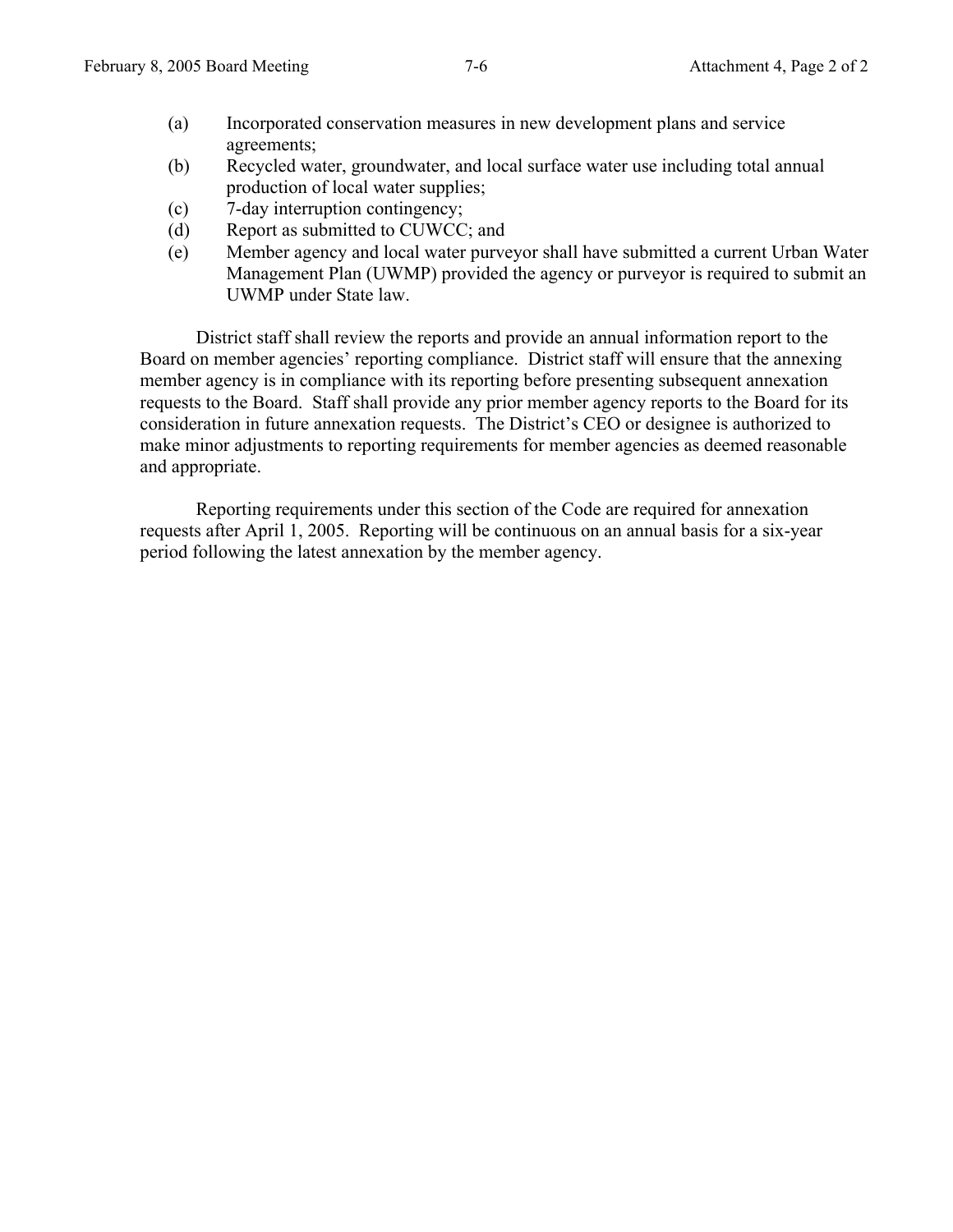(a) Incorporated conservation measures in new development plans and service agreements;
(b) Recycled water, groundwater, and local surface water use including total annual production of local water supplies;
(c) 7-day interruption contingency;
(d) Report as submitted to CUWCC; and
(e) Member agency and local water purveyor shall have submitted a current Urban Water Management Plan (UWMP) provided the agency or purveyor is required to submit an UWMP under State law.

District staff shall review the reports and provide an annual information report to the Board on member agencies' reporting compliance. District staff will ensure that the annexing member agency is in compliance with its reporting before presenting subsequent annexation requests to the Board. Staff shall provide any prior member agency reports to the Board for its consideration in future annexation requests. The District's CEO or designee is authorized to make minor adjustments to reporting requirements for member agencies as deemed reasonable and appropriate.

Reporting requirements under this section of the Code are required for annexation requests after April 1, 2005. Reporting will be continuous on an annual basis for a six-year period following the latest annexation by the member agency.